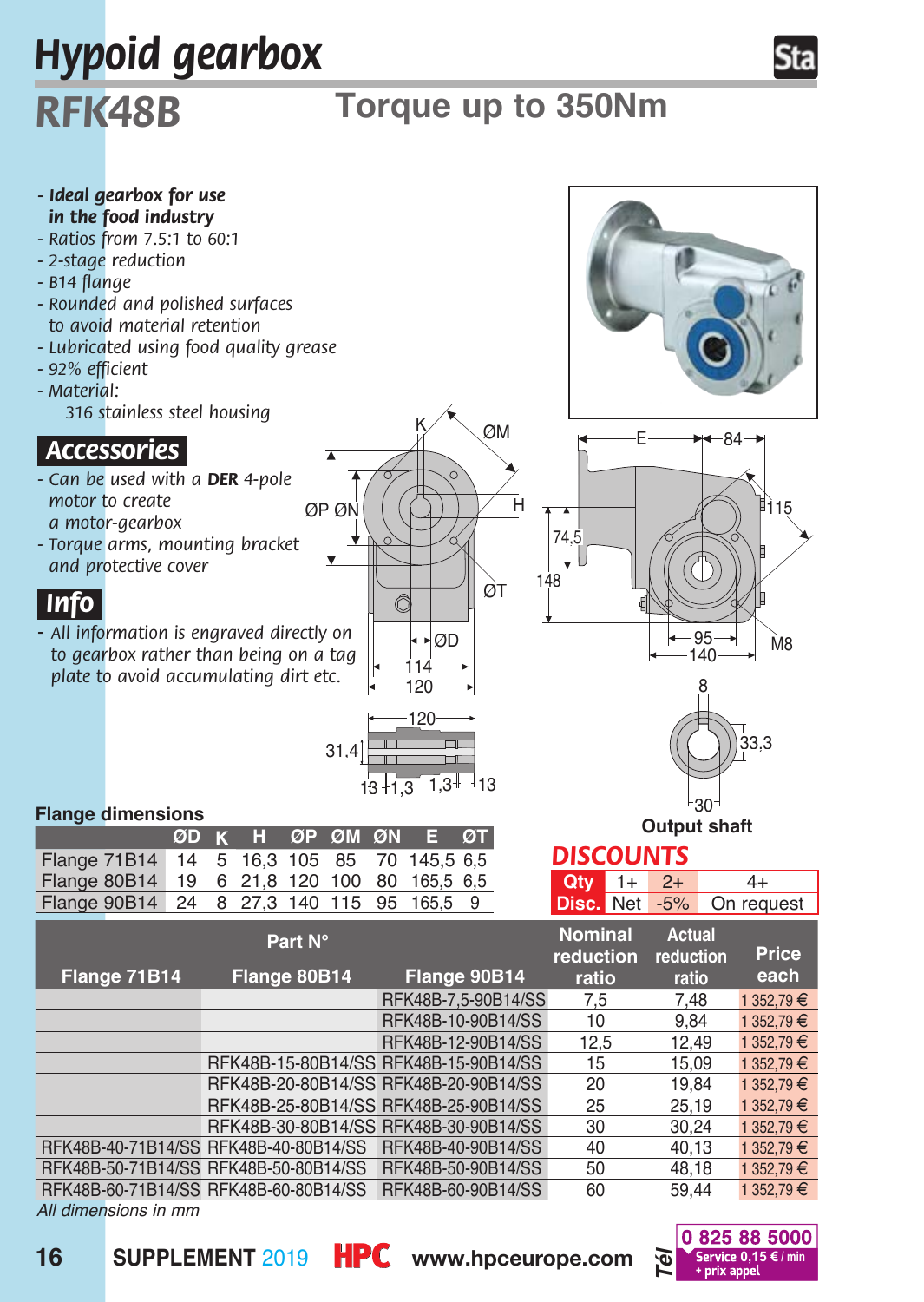# Hypoid gearbox

## RFK48B

## Torque up to 350Nm

- ***Ideal gearbox for use in the food industry***
- *Ratios from 7.5:1 to 60:1*
- *2-stage reduction*
- *B14 flange*
- *Rounded and polished surfaces to avoid material retention*
- *Lubricated using food quality grease*
- *92% efficient*
- *Material:*
  *316 stainless steel housing*

### Accessories

- *Can be used with a **DER** 4-pole motor to create a motor-gearbox*
- *Torque arms, mounting bracket and protective cover*

### Info

- *All information is engraved directly on to gearbox rather than being on a tag plate to avoid accumulating dirt etc.*

**Output shaft**

### Flange dimensions

| | ØD | K | H | ØP | ØM | ØN | E | ØT |
|---|---|---|---|---|---|---|---|---|
| Flange 71B14 | 14 | 5 | 16,3 | 105 | 85 | 70 | 145,5 | 6,5 |
| Flange 80B14 | 19 | 6 | 21,8 | 120 | 100 | 80 | 165,5 | 6,5 |
| Flange 90B14 | 24 | 8 | 27,3 | 140 | 115 | 95 | 165,5 | 9 |

### DISCOUNTS

| Qty | 1+ | 2+ | 4+ |
|---|---|---|---|
| Disc. | Net | -5% | On request |

| Part N° | | | Nominal reduction ratio | Actual reduction ratio | Price each |
|---|---|---|---|---|---|
| Flange 71B14 | Flange 80B14 | Flange 90B14 | | | |
| | | RFK48B-7,5-90B14/SS | 7,5 | 7,48 | 1 352,79 € |
| | | RFK48B-10-90B14/SS | 10 | 9,84 | 1 352,79 € |
| | | RFK48B-12-90B14/SS | 12,5 | 12,49 | 1 352,79 € |
| | RFK48B-15-80B14/SS | RFK48B-15-90B14/SS | 15 | 15,09 | 1 352,79 € |
| | RFK48B-20-80B14/SS | RFK48B-20-90B14/SS | 20 | 19,84 | 1 352,79 € |
| | RFK48B-25-80B14/SS | RFK48B-25-90B14/SS | 25 | 25,19 | 1 352,79 € |
| | RFK48B-30-80B14/SS | RFK48B-30-90B14/SS | 30 | 30,24 | 1 352,79 € |
| RFK48B-40-71B14/SS | RFK48B-40-80B14/SS | RFK48B-40-90B14/SS | 40 | 40,13 | 1 352,79 € |
| RFK48B-50-71B14/SS | RFK48B-50-80B14/SS | RFK48B-50-90B14/SS | 50 | 48,18 | 1 352,79 € |
| RFK48B-60-71B14/SS | RFK48B-60-80B14/SS | RFK48B-60-90B14/SS | 60 | 59,44 | 1 352,79 € |

*All dimensions in mm*

**SUPPLEMENT** 2019 **HPC** **www.hpceurope.com** Tél 0 825 88 5000 Service 0,15 € / min + prix appel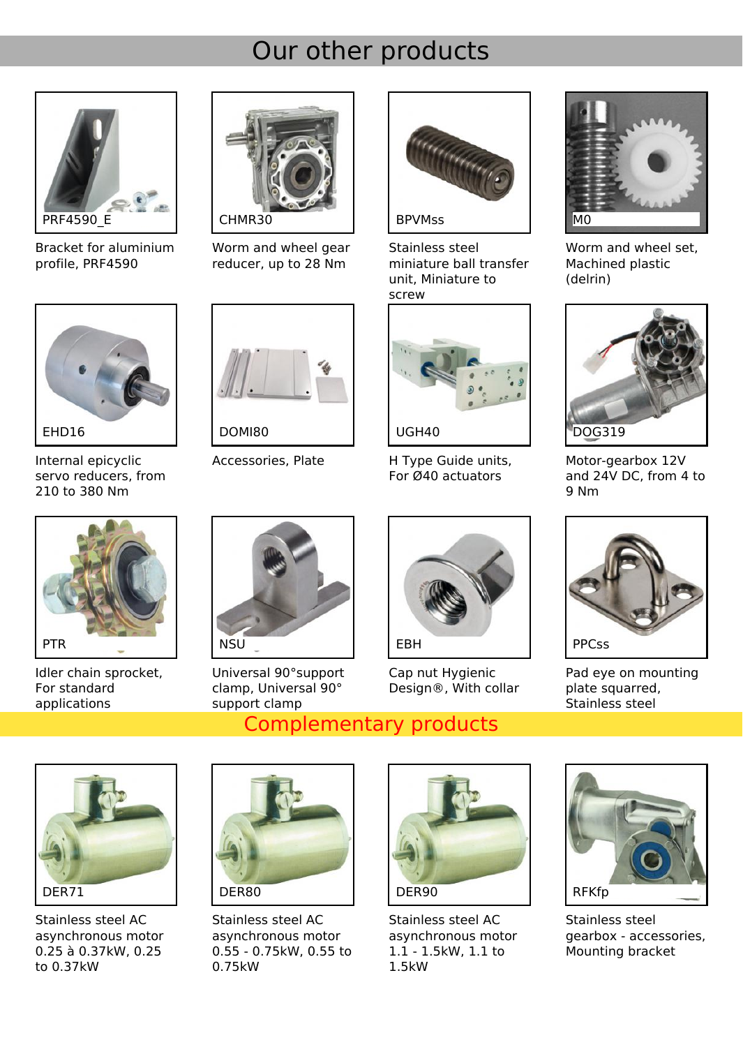# Our other products

PRF4590_E

Bracket for aluminium profile, PRF4590

CHMR30

Worm and wheel gear reducer, up to 28 Nm

BPVMss

Stainless steel miniature ball transfer unit, Miniature to screw

M0

Worm and wheel set, Machined plastic (delrin)

EHD16

Internal epicyclic servo reducers, from 210 to 380 Nm

DOMI80

Accessories, Plate

UGH40

H Type Guide units, For Ø40 actuators

DOG319

Motor-gearbox 12V and 24V DC, from 4 to 9 Nm

PTR

Idler chain sprocket, For standard applications

NSU

Universal 90°support clamp, Universal 90° support clamp

EBH

Cap nut Hygienic Design®, With collar

PPCss

Pad eye on mounting plate squarred, Stainless steel

## Complementary products

DER71

Stainless steel AC asynchronous motor 0.25 à 0.37kW, 0.25 to 0.37kW

DER80

Stainless steel AC asynchronous motor 0.55 - 0.75kW, 0.55 to 0.75kW

DER90

Stainless steel AC asynchronous motor 1.1 - 1.5kW, 1.1 to 1.5kW

RFKfp

Stainless steel gearbox - accessories, Mounting bracket